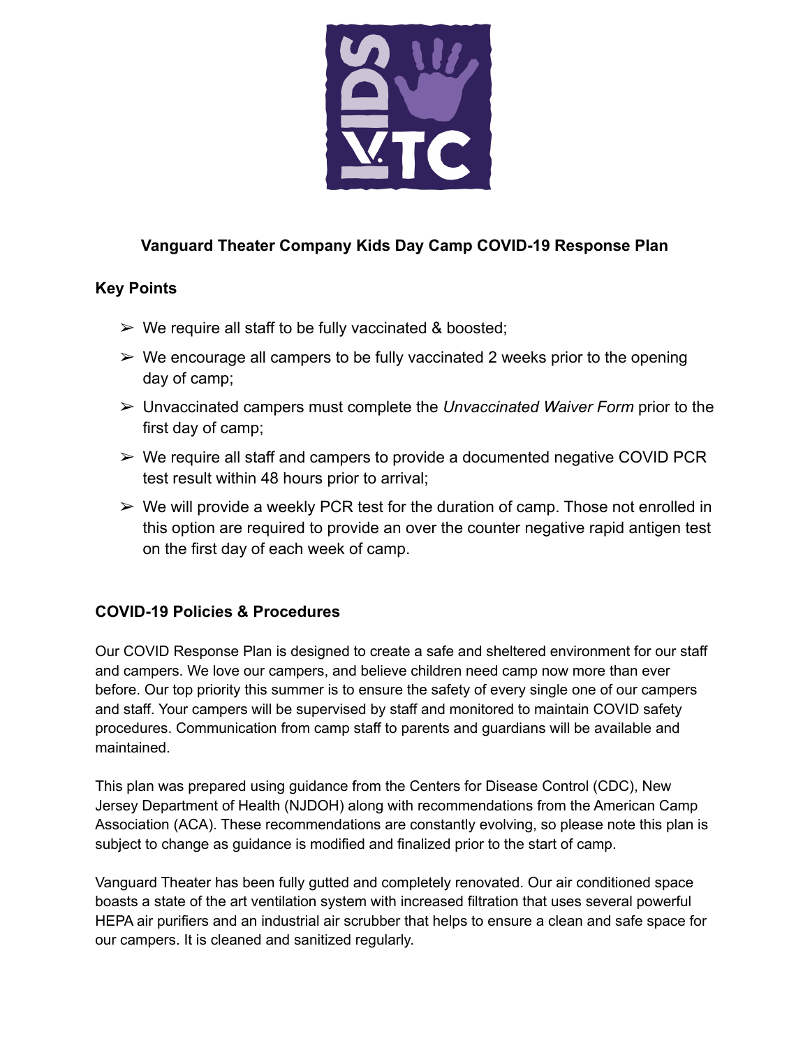# Vanguard Theater Company Kids Day Camp COVID-19 Response Plan

## Key Points

- We require all staff to be fully vaccinated & boosted;
- We encourage all campers to be fully vaccinated 2 weeks prior to the opening day of camp;
- Unvaccinated campers must complete the *Unvaccinated Waiver Form* prior to the first day of camp;
- We require all staff and campers to provide a documented negative COVID PCR test result within 48 hours prior to arrival;
- We will provide a weekly PCR test for the duration of camp. Those not enrolled in this option are required to provide an over the counter negative rapid antigen test on the first day of each week of camp.

## COVID-19 Policies & Procedures

Our COVID Response Plan is designed to create a safe and sheltered environment for our staff and campers. We love our campers, and believe children need camp now more than ever before. Our top priority this summer is to ensure the safety of every single one of our campers and staff. Your campers will be supervised by staff and monitored to maintain COVID safety procedures. Communication from camp staff to parents and guardians will be available and maintained.

This plan was prepared using guidance from the Centers for Disease Control (CDC), New Jersey Department of Health (NJDOH) along with recommendations from the American Camp Association (ACA). These recommendations are constantly evolving, so please note this plan is subject to change as guidance is modified and finalized prior to the start of camp.

Vanguard Theater has been fully gutted and completely renovated. Our air conditioned space boasts a state of the art ventilation system with increased filtration that uses several powerful HEPA air purifiers and an industrial air scrubber that helps to ensure a clean and safe space for our campers. It is cleaned and sanitized regularly.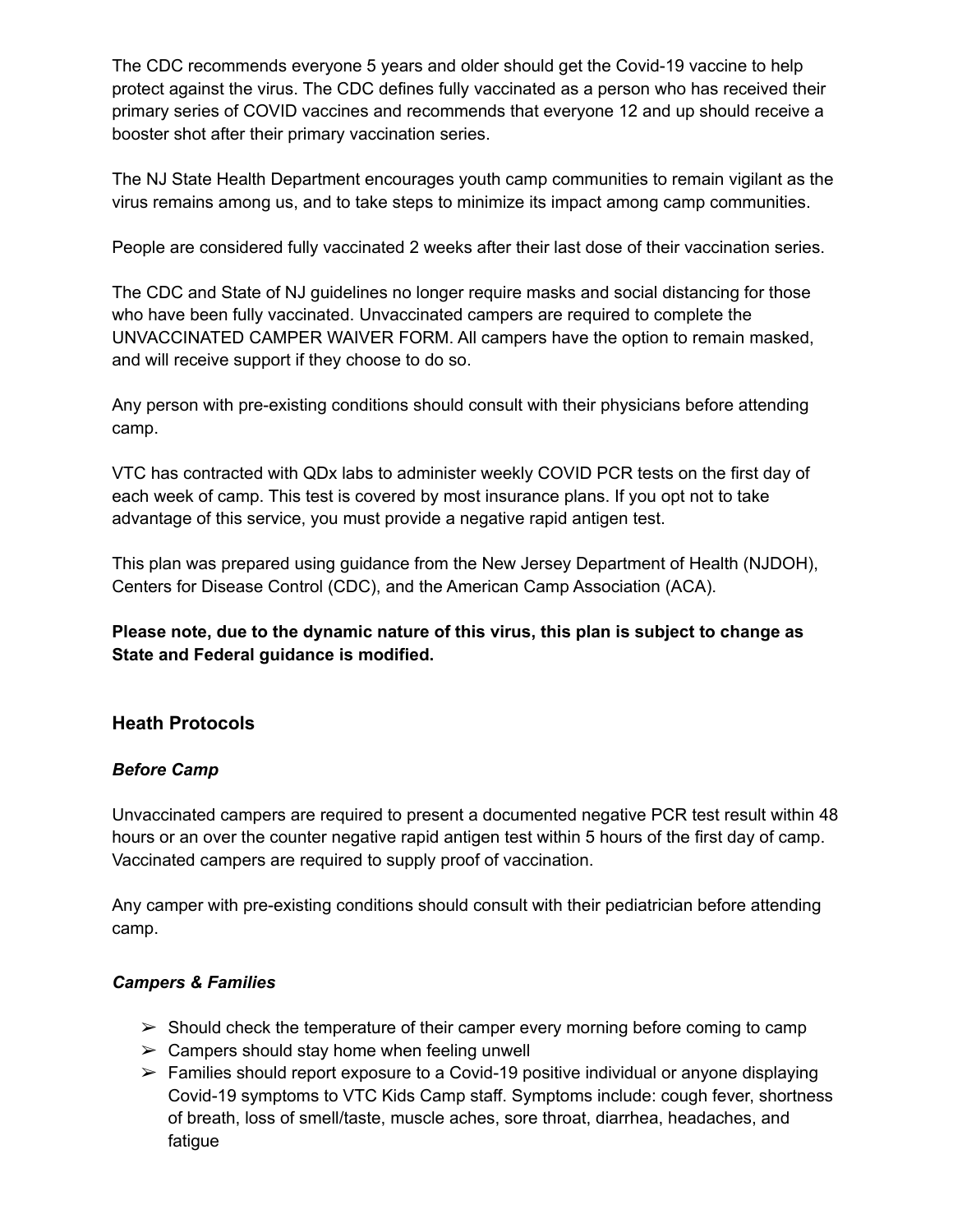The CDC recommends everyone 5 years and older should get the Covid-19 vaccine to help protect against the virus. The CDC defines fully vaccinated as a person who has received their primary series of COVID vaccines and recommends that everyone 12 and up should receive a booster shot after their primary vaccination series.

The NJ State Health Department encourages youth camp communities to remain vigilant as the virus remains among us, and to take steps to minimize its impact among camp communities.

People are considered fully vaccinated 2 weeks after their last dose of their vaccination series.

The CDC and State of NJ guidelines no longer require masks and social distancing for those who have been fully vaccinated. Unvaccinated campers are required to complete the UNVACCINATED CAMPER WAIVER FORM. All campers have the option to remain masked, and will receive support if they choose to do so.

Any person with pre-existing conditions should consult with their physicians before attending camp.

VTC has contracted with QDx labs to administer weekly COVID PCR tests on the first day of each week of camp. This test is covered by most insurance plans. If you opt not to take advantage of this service, you must provide a negative rapid antigen test.

This plan was prepared using guidance from the New Jersey Department of Health (NJDOH), Centers for Disease Control (CDC), and the American Camp Association (ACA).

**Please note, due to the dynamic nature of this virus, this plan is subject to change as State and Federal guidance is modified.**

## Heath Protocols

### *Before Camp*

Unvaccinated campers are required to present a documented negative PCR test result within 48 hours or an over the counter negative rapid antigen test within 5 hours of the first day of camp. Vaccinated campers are required to supply proof of vaccination.

Any camper with pre-existing conditions should consult with their pediatrician before attending camp.

### *Campers & Families*

- ➢ Should check the temperature of their camper every morning before coming to camp
- ➢ Campers should stay home when feeling unwell
- ➢ Families should report exposure to a Covid-19 positive individual or anyone displaying Covid-19 symptoms to VTC Kids Camp staff. Symptoms include: cough fever, shortness of breath, loss of smell/taste, muscle aches, sore throat, diarrhea, headaches, and fatigue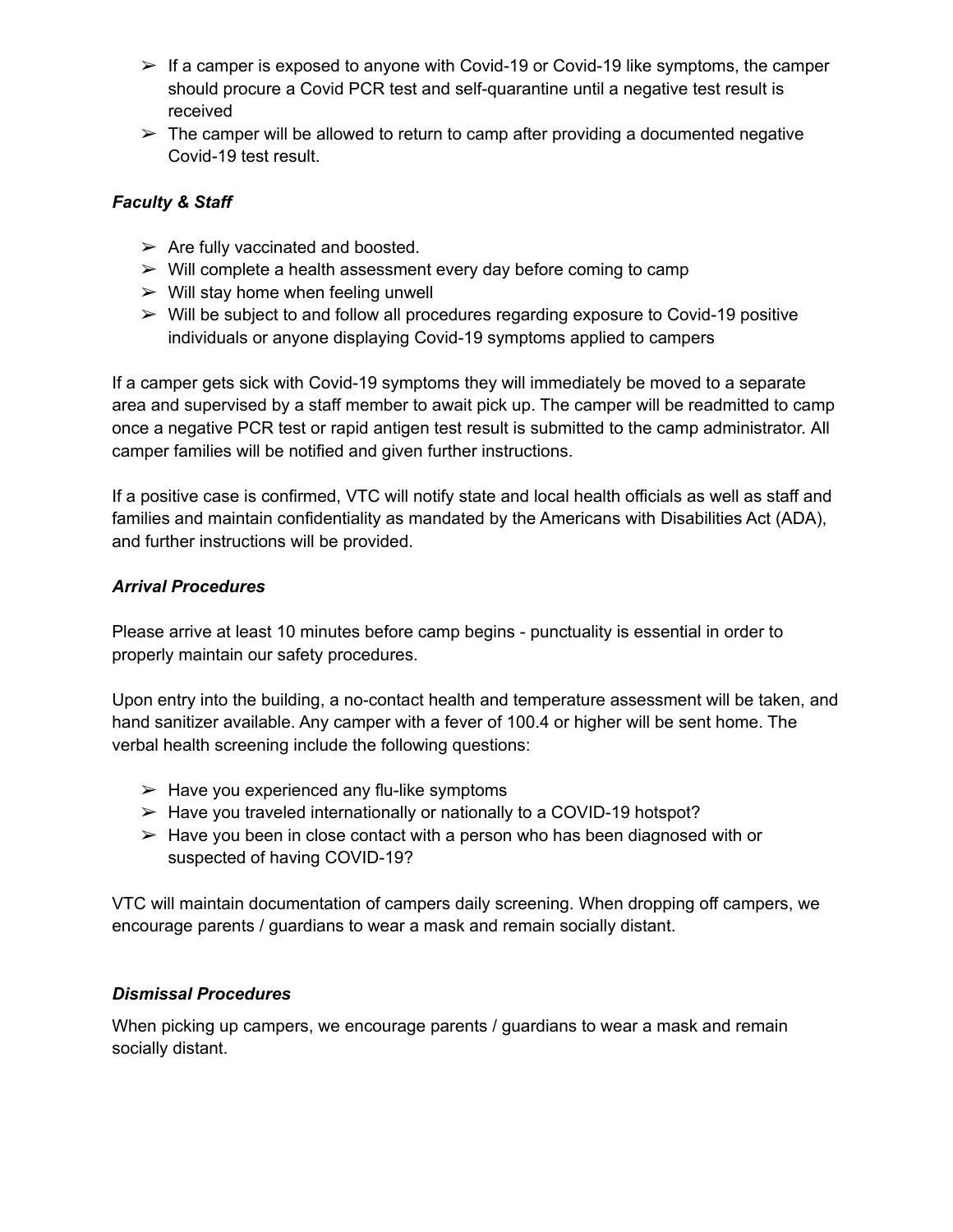- ➢ If a camper is exposed to anyone with Covid-19 or Covid-19 like symptoms, the camper should procure a Covid PCR test and self-quarantine until a negative test result is received
- ➢ The camper will be allowed to return to camp after providing a documented negative Covid-19 test result.

### *Faculty & Staff*

- ➢ Are fully vaccinated and boosted.
- ➢ Will complete a health assessment every day before coming to camp
- ➢ Will stay home when feeling unwell
- ➢ Will be subject to and follow all procedures regarding exposure to Covid-19 positive individuals or anyone displaying Covid-19 symptoms applied to campers

If a camper gets sick with Covid-19 symptoms they will immediately be moved to a separate area and supervised by a staff member to await pick up. The camper will be readmitted to camp once a negative PCR test or rapid antigen test result is submitted to the camp administrator. All camper families will be notified and given further instructions.

If a positive case is confirmed, VTC will notify state and local health officials as well as staff and families and maintain confidentiality as mandated by the Americans with Disabilities Act (ADA), and further instructions will be provided.

### *Arrival Procedures*

Please arrive at least 10 minutes before camp begins - punctuality is essential in order to properly maintain our safety procedures.

Upon entry into the building, a no-contact health and temperature assessment will be taken, and hand sanitizer available. Any camper with a fever of 100.4 or higher will be sent home. The verbal health screening include the following questions:

- ➢ Have you experienced any flu-like symptoms
- ➢ Have you traveled internationally or nationally to a COVID-19 hotspot?
- ➢ Have you been in close contact with a person who has been diagnosed with or suspected of having COVID-19?

VTC will maintain documentation of campers daily screening. When dropping off campers, we encourage parents / guardians to wear a mask and remain socially distant.

### *Dismissal Procedures*

When picking up campers, we encourage parents / guardians to wear a mask and remain socially distant.